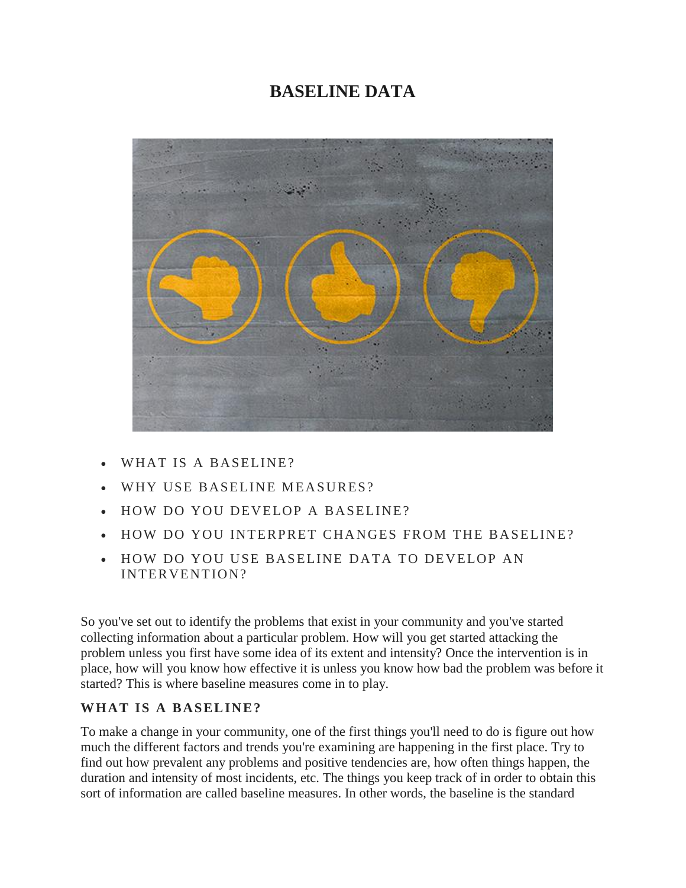# BASELINE DATA

- WHAT IS A BASELINE?
- WHY USE BASELINE MEASURES?
- HOW DO YOU DEVELOP A BASELINE?
- HOW DO YOU INTERPRET CHANGES FROM THE BASELINE?
- HOW DO YOU USE BASELINE DATA TO DEVELOP AN INTERVENTION?

So you've set out to identify the problems that exist in your community and you've started collecting information about a particular problem. How will you get started attacking the problem unless you first have some idea of its extent and intensity? Once the intervention is in place, how will you know how effective it is unless you know how bad the problem was before it started? This is where baseline measures come in to play.

### WHAT IS A BASELINE?

To make a change in your community, one of the first things you'll need to do is figure out how much the different factors and trends you're examining are happening in the first place. Try to find out how prevalent any problems and positive tendencies are, how often things happen, the duration and intensity of most incidents, etc. The things you keep track of in order to obtain this sort of information are called baseline measures. In other words, the baseline is the standard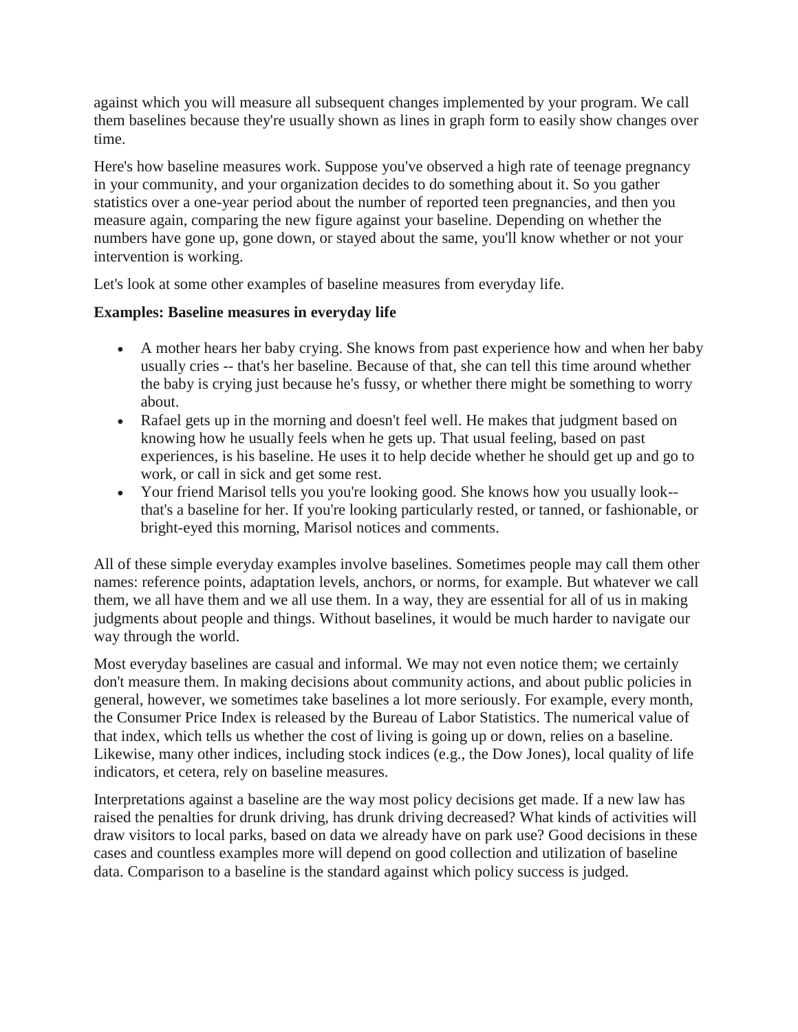against which you will measure all subsequent changes implemented by your program. We call them baselines because they're usually shown as lines in graph form to easily show changes over time.

Here's how baseline measures work. Suppose you've observed a high rate of teenage pregnancy in your community, and your organization decides to do something about it. So you gather statistics over a one-year period about the number of reported teen pregnancies, and then you measure again, comparing the new figure against your baseline. Depending on whether the numbers have gone up, gone down, or stayed about the same, you'll know whether or not your intervention is working.

Let's look at some other examples of baseline measures from everyday life.

**Examples: Baseline measures in everyday life**

- A mother hears her baby crying. She knows from past experience how and when her baby usually cries -- that's her baseline. Because of that, she can tell this time around whether the baby is crying just because he's fussy, or whether there might be something to worry about.
- Rafael gets up in the morning and doesn't feel well. He makes that judgment based on knowing how he usually feels when he gets up. That usual feeling, based on past experiences, is his baseline. He uses it to help decide whether he should get up and go to work, or call in sick and get some rest.
- Your friend Marisol tells you you're looking good. She knows how you usually look--that's a baseline for her. If you're looking particularly rested, or tanned, or fashionable, or bright-eyed this morning, Marisol notices and comments.

All of these simple everyday examples involve baselines. Sometimes people may call them other names: reference points, adaptation levels, anchors, or norms, for example. But whatever we call them, we all have them and we all use them. In a way, they are essential for all of us in making judgments about people and things. Without baselines, it would be much harder to navigate our way through the world.

Most everyday baselines are casual and informal. We may not even notice them; we certainly don't measure them. In making decisions about community actions, and about public policies in general, however, we sometimes take baselines a lot more seriously. For example, every month, the Consumer Price Index is released by the Bureau of Labor Statistics. The numerical value of that index, which tells us whether the cost of living is going up or down, relies on a baseline. Likewise, many other indices, including stock indices (e.g., the Dow Jones), local quality of life indicators, et cetera, rely on baseline measures.

Interpretations against a baseline are the way most policy decisions get made. If a new law has raised the penalties for drunk driving, has drunk driving decreased? What kinds of activities will draw visitors to local parks, based on data we already have on park use? Good decisions in these cases and countless examples more will depend on good collection and utilization of baseline data. Comparison to a baseline is the standard against which policy success is judged.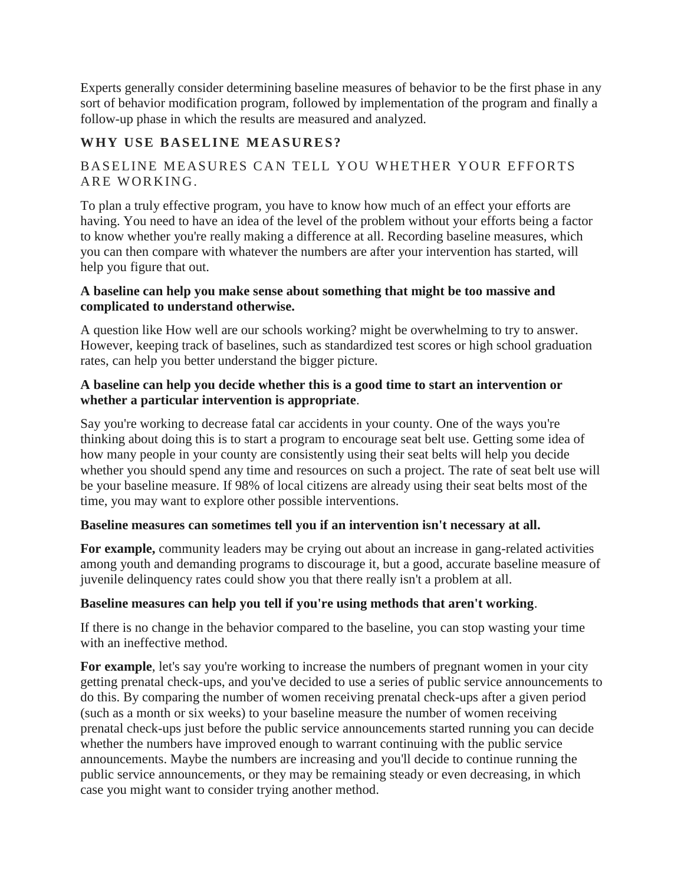Experts generally consider determining baseline measures of behavior to be the first phase in any sort of behavior modification program, followed by implementation of the program and finally a follow-up phase in which the results are measured and analyzed.

## WHY USE BASELINE MEASURES?

### BASELINE MEASURES CAN TELL YOU WHETHER YOUR EFFORTS ARE WORKING.

To plan a truly effective program, you have to know how much of an effect your efforts are having. You need to have an idea of the level of the problem without your efforts being a factor to know whether you're really making a difference at all. Recording baseline measures, which you can then compare with whatever the numbers are after your intervention has started, will help you figure that out.

**A baseline can help you make sense about something that might be too massive and complicated to understand otherwise.**

A question like How well are our schools working? might be overwhelming to try to answer. However, keeping track of baselines, such as standardized test scores or high school graduation rates, can help you better understand the bigger picture.

**A baseline can help you decide whether this is a good time to start an intervention or whether a particular intervention is appropriate**.

Say you're working to decrease fatal car accidents in your county. One of the ways you're thinking about doing this is to start a program to encourage seat belt use. Getting some idea of how many people in your county are consistently using their seat belts will help you decide whether you should spend any time and resources on such a project. The rate of seat belt use will be your baseline measure. If 98% of local citizens are already using their seat belts most of the time, you may want to explore other possible interventions.

**Baseline measures can sometimes tell you if an intervention isn't necessary at all.**

**For example,** community leaders may be crying out about an increase in gang-related activities among youth and demanding programs to discourage it, but a good, accurate baseline measure of juvenile delinquency rates could show you that there really isn't a problem at all.

**Baseline measures can help you tell if you're using methods that aren't working**.

If there is no change in the behavior compared to the baseline, you can stop wasting your time with an ineffective method.

**For example**, let's say you're working to increase the numbers of pregnant women in your city getting prenatal check-ups, and you've decided to use a series of public service announcements to do this. By comparing the number of women receiving prenatal check-ups after a given period (such as a month or six weeks) to your baseline measure the number of women receiving prenatal check-ups just before the public service announcements started running you can decide whether the numbers have improved enough to warrant continuing with the public service announcements. Maybe the numbers are increasing and you'll decide to continue running the public service announcements, or they may be remaining steady or even decreasing, in which case you might want to consider trying another method.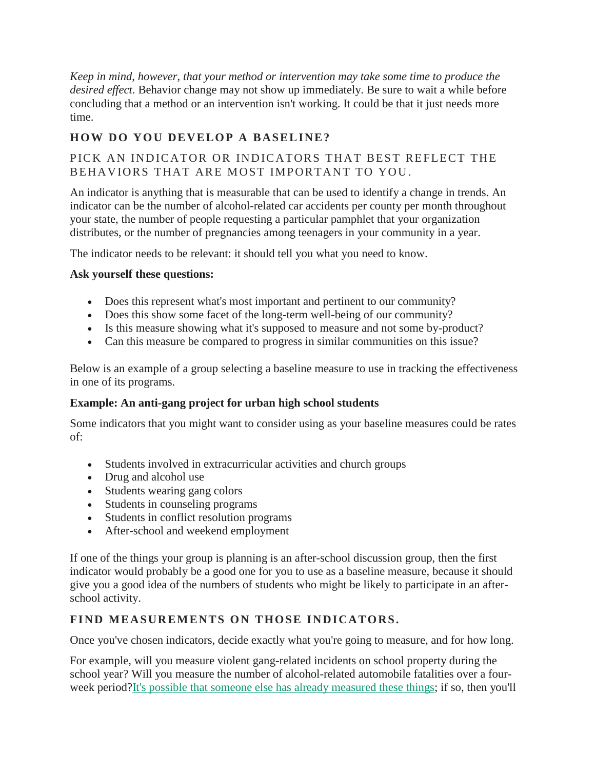*Keep in mind, however, that your method or intervention may take some time to produce the desired effect*. Behavior change may not show up immediately. Be sure to wait a while before concluding that a method or an intervention isn't working. It could be that it just needs more time.

## HOW DO YOU DEVELOP A BASELINE?

### PICK AN INDICATOR OR INDICATORS THAT BEST REFLECT THE BEHAVIORS THAT ARE MOST IMPORTANT TO YOU.

An indicator is anything that is measurable that can be used to identify a change in trends. An indicator can be the number of alcohol-related car accidents per county per month throughout your state, the number of people requesting a particular pamphlet that your organization distributes, or the number of pregnancies among teenagers in your community in a year.

The indicator needs to be relevant: it should tell you what you need to know.

**Ask yourself these questions:**

- Does this represent what's most important and pertinent to our community?
- Does this show some facet of the long-term well-being of our community?
- Is this measure showing what it's supposed to measure and not some by-product?
- Can this measure be compared to progress in similar communities on this issue?

Below is an example of a group selecting a baseline measure to use in tracking the effectiveness in one of its programs.

**Example: An anti-gang project for urban high school students**

Some indicators that you might want to consider using as your baseline measures could be rates of:

- Students involved in extracurricular activities and church groups
- Drug and alcohol use
- Students wearing gang colors
- Students in counseling programs
- Students in conflict resolution programs
- After-school and weekend employment

If one of the things your group is planning is an after-school discussion group, then the first indicator would probably be a good one for you to use as a baseline measure, because it should give you a good idea of the numbers of students who might be likely to participate in an after-school activity.

### FIND MEASUREMENTS ON THOSE INDICATORS.

Once you've chosen indicators, decide exactly what you're going to measure, and for how long.

For example, will you measure violent gang-related incidents on school property during the school year? Will you measure the number of alcohol-related automobile fatalities over a four-week period?It's possible that someone else has already measured these things; if so, then you'll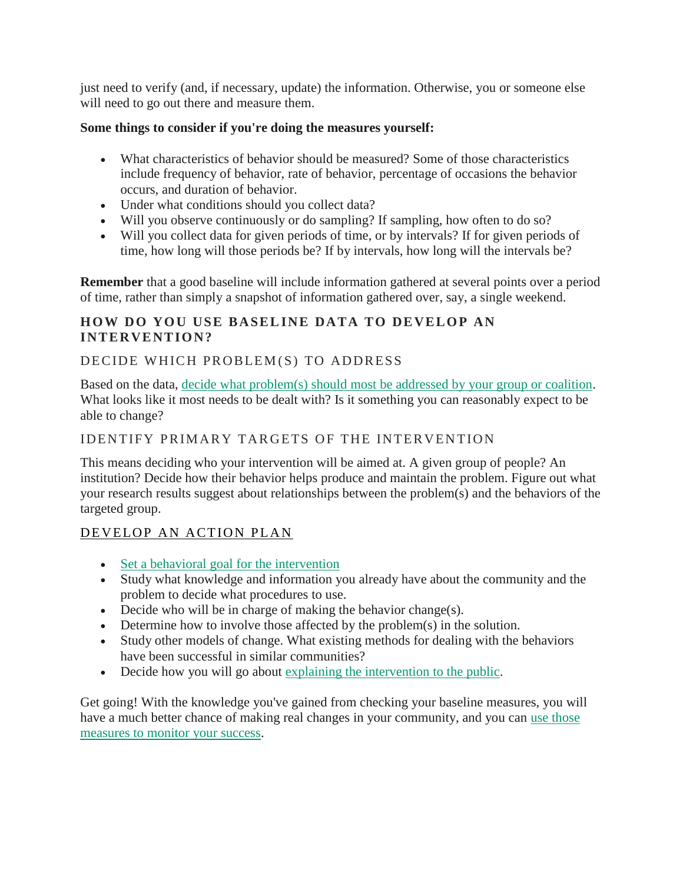just need to verify (and, if necessary, update) the information. Otherwise, you or someone else will need to go out there and measure them.

**Some things to consider if you're doing the measures yourself:**

- What characteristics of behavior should be measured? Some of those characteristics include frequency of behavior, rate of behavior, percentage of occasions the behavior occurs, and duration of behavior.
- Under what conditions should you collect data?
- Will you observe continuously or do sampling? If sampling, how often to do so?
- Will you collect data for given periods of time, or by intervals? If for given periods of time, how long will those periods be? If by intervals, how long will the intervals be?

**Remember** that a good baseline will include information gathered at several points over a period of time, rather than simply a snapshot of information gathered over, say, a single weekend.

## HOW DO YOU USE BASELINE DATA TO DEVELOP AN INTERVENTION?

### DECIDE WHICH PROBLEM(S) TO ADDRESS

Based on the data, decide what problem(s) should most be addressed by your group or coalition. What looks like it most needs to be dealt with? Is it something you can reasonably expect to be able to change?

### IDENTIFY PRIMARY TARGETS OF THE INTERVENTION

This means deciding who your intervention will be aimed at. A given group of people? An institution? Decide how their behavior helps produce and maintain the problem. Figure out what your research results suggest about relationships between the problem(s) and the behaviors of the targeted group.

### DEVELOP AN ACTION PLAN

- Set a behavioral goal for the intervention
- Study what knowledge and information you already have about the community and the problem to decide what procedures to use.
- Decide who will be in charge of making the behavior change(s).
- Determine how to involve those affected by the problem(s) in the solution.
- Study other models of change. What existing methods for dealing with the behaviors have been successful in similar communities?
- Decide how you will go about explaining the intervention to the public.

Get going! With the knowledge you've gained from checking your baseline measures, you will have a much better chance of making real changes in your community, and you can use those measures to monitor your success.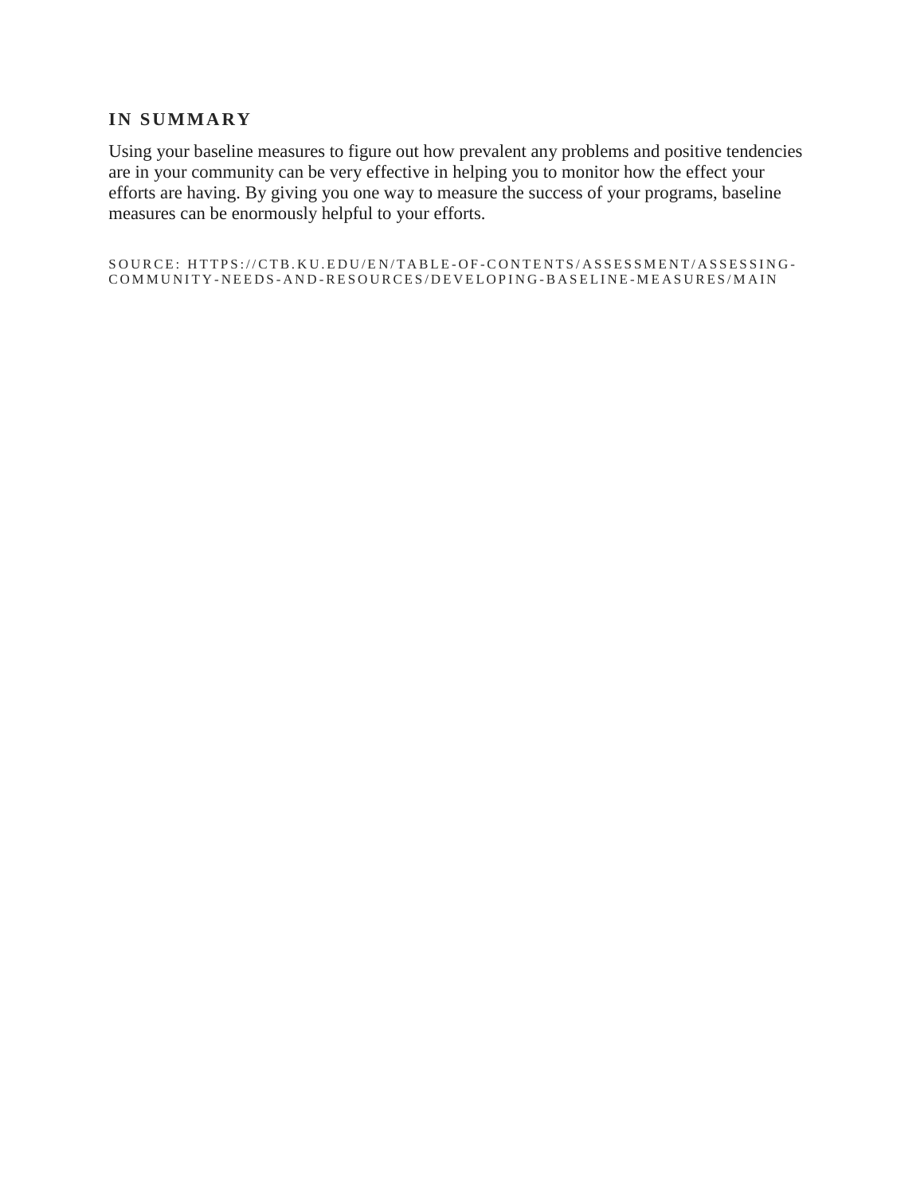## IN SUMMARY

Using your baseline measures to figure out how prevalent any problems and positive tendencies are in your community can be very effective in helping you to monitor how the effect your efforts are having. By giving you one way to measure the success of your programs, baseline measures can be enormously helpful to your efforts.

SOURCE: HTTPS://CTB.KU.EDU/EN/TABLE-OF-CONTENTS/ASSESSMENT/ASSESSING-COMMUNITY-NEEDS-AND-RESOURCES/DEVELOPING-BASELINE-MEASURES/MAIN